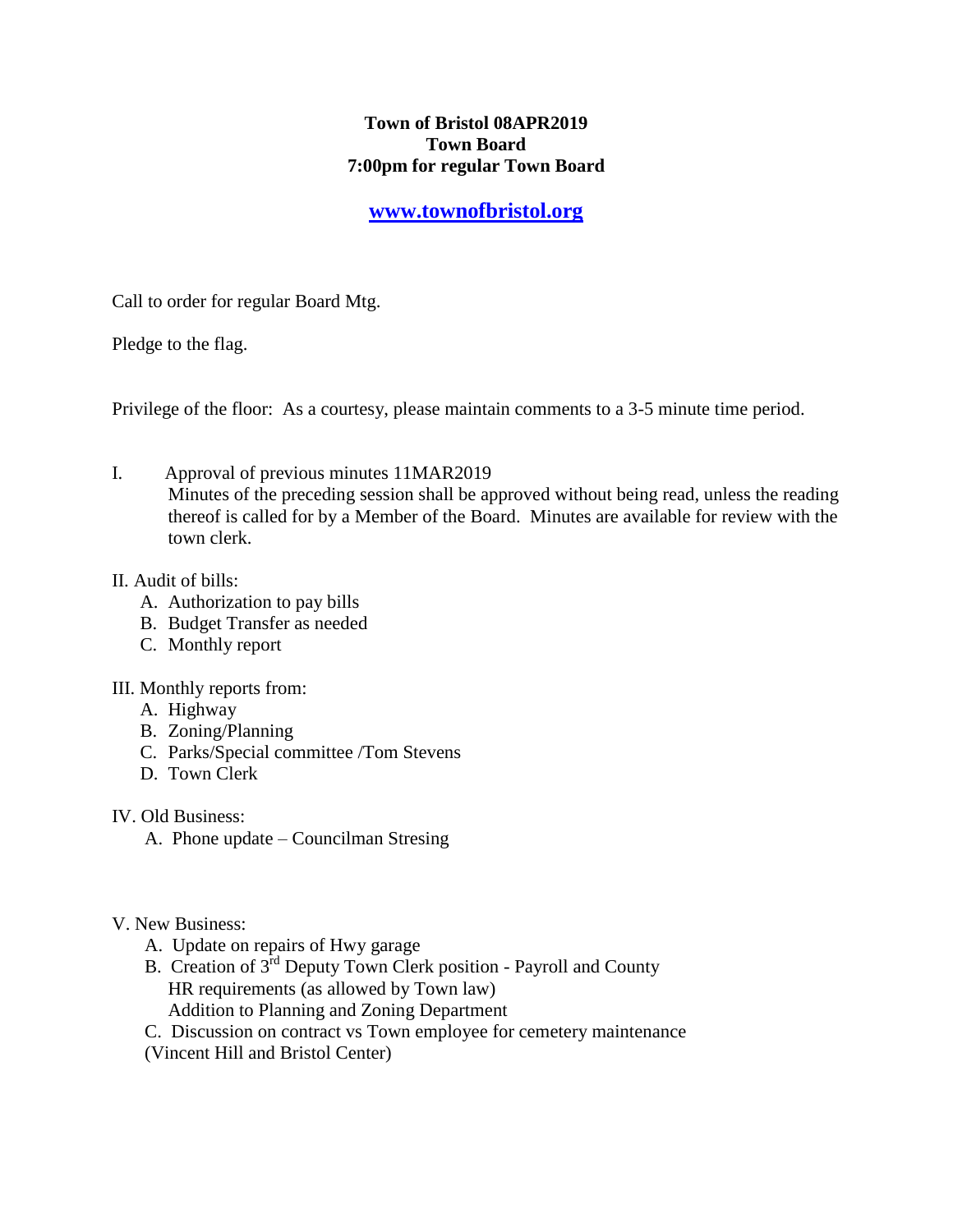**Town of Bristol 08APR2019**
**Town Board**
**7:00pm for regular Town Board**

**[www.townofbristol.org](http://www.townofbristol.org)**

Call to order for regular Board Mtg.

Pledge to the flag.

Privilege of the floor: As a courtesy, please maintain comments to a 3-5 minute time period.

I. Approval of previous minutes 11MAR2019
Minutes of the preceding session shall be approved without being read, unless the reading thereof is called for by a Member of the Board. Minutes are available for review with the town clerk.

II. Audit of bills:

A. Authorization to pay bills
B. Budget Transfer as needed
C. Monthly report

III. Monthly reports from:

A. Highway
B. Zoning/Planning
C. Parks/Special committee /Tom Stevens
D. Town Clerk

IV. Old Business:

A. Phone update – Councilman Stresing

V. New Business:

A. Update on repairs of Hwy garage
B. Creation of 3rd Deputy Town Clerk position - Payroll and County HR requirements (as allowed by Town law)
Addition to Planning and Zoning Department
C. Discussion on contract vs Town employee for cemetery maintenance (Vincent Hill and Bristol Center)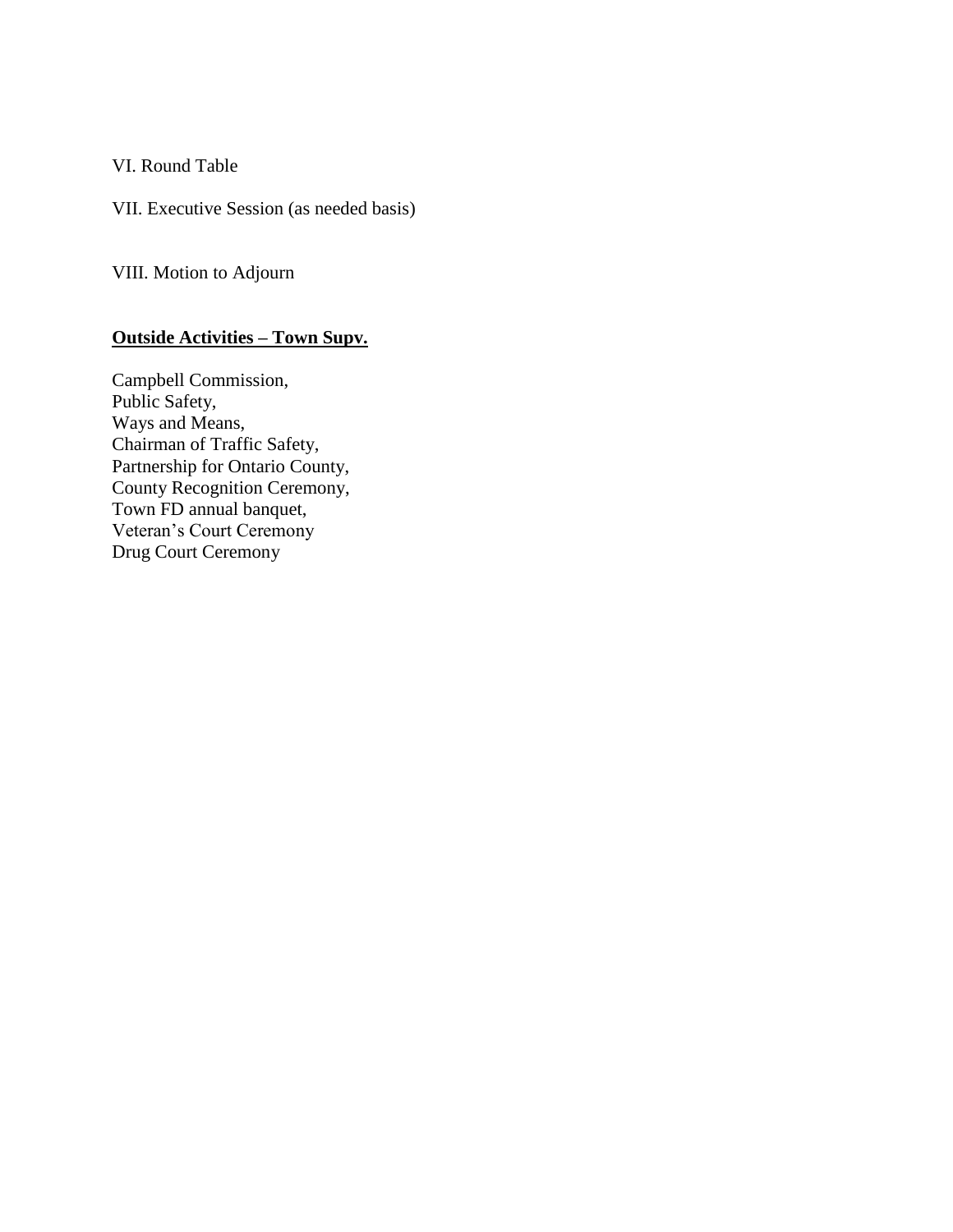VI. Round Table

VII. Executive Session (as needed basis)

VIII. Motion to Adjourn

**Outside Activities – Town Supv.**

Campbell Commission,  
Public Safety,  
Ways and Means,  
Chairman of Traffic Safety,  
Partnership for Ontario County,  
County Recognition Ceremony,  
Town FD annual banquet,  
Veteran's Court Ceremony  
Drug Court Ceremony